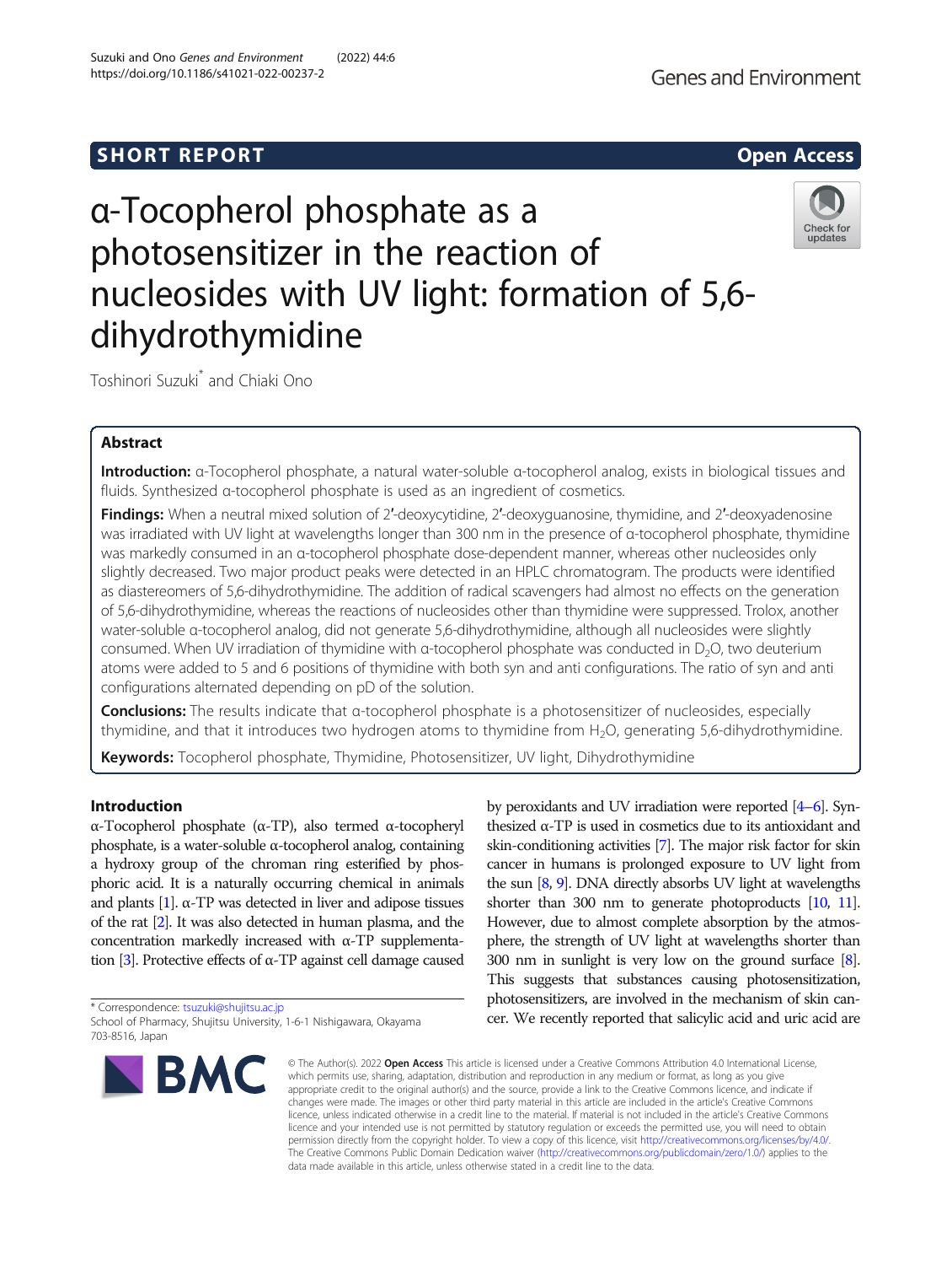SHORT REPORT

Open Access

# α-Tocopherol phosphate as a photosensitizer in the reaction of nucleosides with UV light: formation of 5,6-dihydrothymidine

Toshinori Suzuki* and Chiaki Ono

## Abstract

**Introduction:** α-Tocopherol phosphate, a natural water-soluble α-tocopherol analog, exists in biological tissues and fluids. Synthesized α-tocopherol phosphate is used as an ingredient of cosmetics.

**Findings:** When a neutral mixed solution of 2′-deoxycytidine, 2′-deoxyguanosine, thymidine, and 2′-deoxyadenosine was irradiated with UV light at wavelengths longer than 300 nm in the presence of α-tocopherol phosphate, thymidine was markedly consumed in an α-tocopherol phosphate dose-dependent manner, whereas other nucleosides only slightly decreased. Two major product peaks were detected in an HPLC chromatogram. The products were identified as diastereomers of 5,6-dihydrothymidine. The addition of radical scavengers had almost no effects on the generation of 5,6-dihydrothymidine, whereas the reactions of nucleosides other than thymidine were suppressed. Trolox, another water-soluble α-tocopherol analog, did not generate 5,6-dihydrothymidine, although all nucleosides were slightly consumed. When UV irradiation of thymidine with α-tocopherol phosphate was conducted in $D_2O$, two deuterium atoms were added to 5 and 6 positions of thymidine with both syn and anti configurations. The ratio of syn and anti configurations alternated depending on pD of the solution.

**Conclusions:** The results indicate that α-tocopherol phosphate is a photosensitizer of nucleosides, especially thymidine, and that it introduces two hydrogen atoms to thymidine from $H_2O$, generating 5,6-dihydrothymidine.

**Keywords:** Tocopherol phosphate, Thymidine, Photosensitizer, UV light, Dihydrothymidine

## Introduction

α-Tocopherol phosphate (α-TP), also termed α-tocopheryl phosphate, is a water-soluble α-tocopherol analog, containing a hydroxy group of the chroman ring esterified by phosphoric acid. It is a naturally occurring chemical in animals and plants [1]. α-TP was detected in liver and adipose tissues of the rat [2]. It was also detected in human plasma, and the concentration markedly increased with α-TP supplementation [3]. Protective effects of α-TP against cell damage caused by peroxidants and UV irradiation were reported [4–6]. Synthesized α-TP is used in cosmetics due to its antioxidant and skin-conditioning activities [7]. The major risk factor for skin cancer in humans is prolonged exposure to UV light from the sun [8, 9]. DNA directly absorbs UV light at wavelengths shorter than 300 nm to generate photoproducts [10, 11]. However, due to almost complete absorption by the atmosphere, the strength of UV light at wavelengths shorter than 300 nm in sunlight is very low on the ground surface [8]. This suggests that substances causing photosensitization, photosensitizers, are involved in the mechanism of skin cancer. We recently reported that salicylic acid and uric acid are

* Correspondence: tsuzuki@shujitsu.ac.jp
School of Pharmacy, Shujitsu University, 1-6-1 Nishigawara, Okayama 703-8516, Japan

© The Author(s). 2022 **Open Access** This article is licensed under a Creative Commons Attribution 4.0 International License, which permits use, sharing, adaptation, distribution and reproduction in any medium or format, as long as you give appropriate credit to the original author(s) and the source, provide a link to the Creative Commons licence, and indicate if changes were made. The images or other third party material in this article are included in the article's Creative Commons licence, unless indicated otherwise in a credit line to the material. If material is not included in the article's Creative Commons licence and your intended use is not permitted by statutory regulation or exceeds the permitted use, you will need to obtain permission directly from the copyright holder. To view a copy of this licence, visit http://creativecommons.org/licenses/by/4.0/. The Creative Commons Public Domain Dedication waiver (http://creativecommons.org/publicdomain/zero/1.0/) applies to the data made available in this article, unless otherwise stated in a credit line to the data.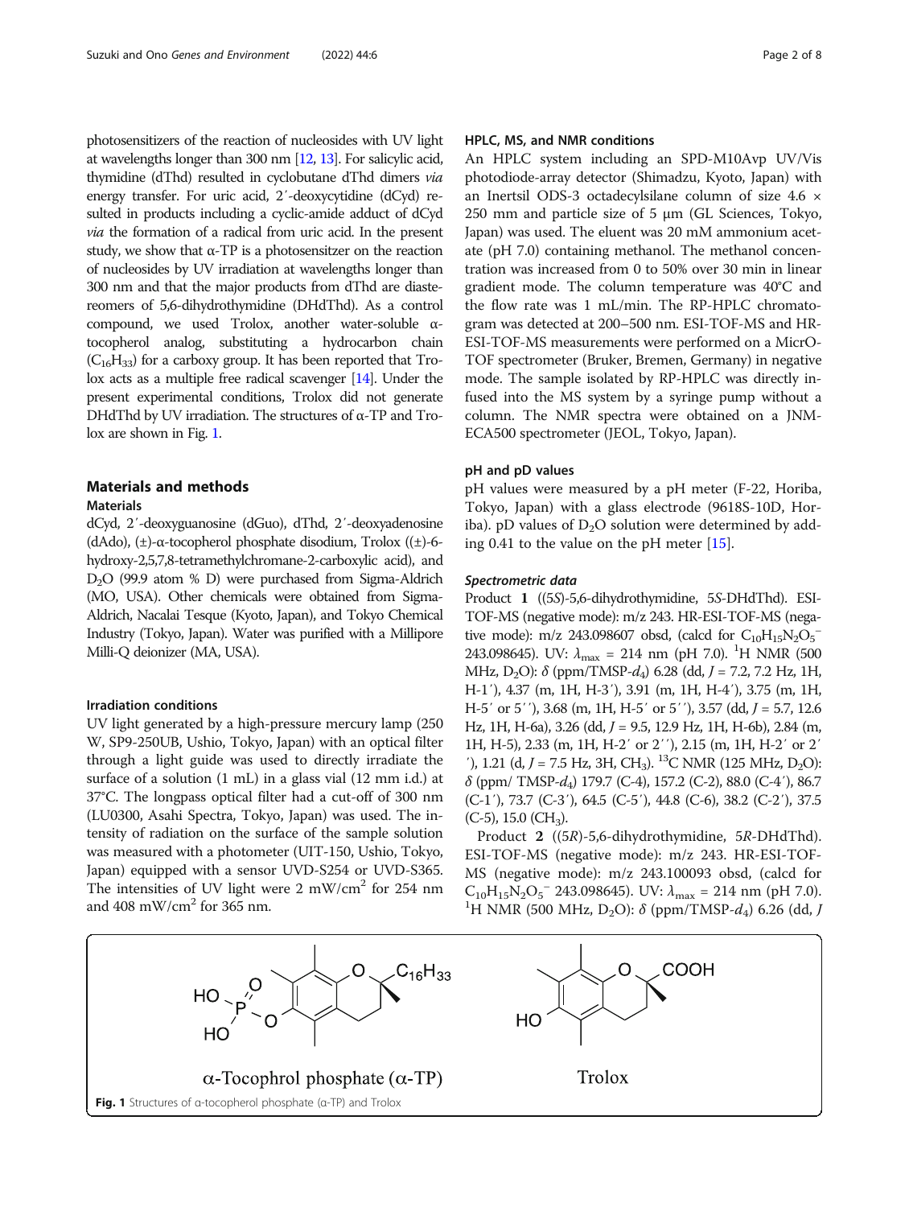photosensitizers of the reaction of nucleosides with UV light at wavelengths longer than 300 nm [12, 13]. For salicylic acid, thymidine (dThd) resulted in cyclobutane dThd dimers *via* energy transfer. For uric acid, 2′-deoxycytidine (dCyd) resulted in products including a cyclic-amide adduct of dCyd *via* the formation of a radical from uric acid. In the present study, we show that α-TP is a photosensitizer on the reaction of nucleosides by UV irradiation at wavelengths longer than 300 nm and that the major products from dThd are diastereomers of 5,6-dihydrothymidine (DHdThd). As a control compound, we used Trolox, another water-soluble α-tocopherol analog, substituting a hydrocarbon chain ($C_{16}H_{33}$) for a carboxy group. It has been reported that Trolox acts as a multiple free radical scavenger [14]. Under the present experimental conditions, Trolox did not generate DHdThd by UV irradiation. The structures of α-TP and Trolox are shown in Fig. 1.

## Materials and methods

### Materials

dCyd, 2′-deoxyguanosine (dGuo), dThd, 2′-deoxyadenosine (dAdo), (±)-α-tocopherol phosphate disodium, Trolox ((±)-6-hydroxy-2,5,7,8-tetramethylchromane-2-carboxylic acid), and $D_2O$ (99.9 atom % D) were purchased from Sigma-Aldrich (MO, USA). Other chemicals were obtained from Sigma-Aldrich, Nacalai Tesque (Kyoto, Japan), and Tokyo Chemical Industry (Tokyo, Japan). Water was purified with a Millipore Milli-Q deionizer (MA, USA).

### Irradiation conditions

UV light generated by a high-pressure mercury lamp (250 W, SP9-250UB, Ushio, Tokyo, Japan) with an optical filter through a light guide was used to directly irradiate the surface of a solution (1 mL) in a glass vial (12 mm i.d.) at 37°C. The longpass optical filter had a cut-off of 300 nm (LU0300, Asahi Spectra, Tokyo, Japan) was used. The intensity of radiation on the surface of the sample solution was measured with a photometer (UIT-150, Ushio, Tokyo, Japan) equipped with a sensor UVD-S254 or UVD-S365. The intensities of UV light were 2 mW/cm$^2$ for 254 nm and 408 mW/cm$^2$ for 365 nm.

### HPLC, MS, and NMR conditions

An HPLC system including an SPD-M10Avp UV/Vis photodiode-array detector (Shimadzu, Kyoto, Japan) with an Inertsil ODS-3 octadecylsilane column of size 4.6 × 250 mm and particle size of 5 μm (GL Sciences, Tokyo, Japan) was used. The eluent was 20 mM ammonium acetate (pH 7.0) containing methanol. The methanol concentration was increased from 0 to 50% over 30 min in linear gradient mode. The column temperature was 40°C and the flow rate was 1 mL/min. The RP-HPLC chromatogram was detected at 200–500 nm. ESI-TOF-MS and HR-ESI-TOF-MS measurements were performed on a MicrO-TOF spectrometer (Bruker, Bremen, Germany) in negative mode. The sample isolated by RP-HPLC was directly infused into the MS system by a syringe pump without a column. The NMR spectra were obtained on a JNM-ECA500 spectrometer (JEOL, Tokyo, Japan).

### pH and pD values

pH values were measured by a pH meter (F-22, Horiba, Tokyo, Japan) with a glass electrode (9618S-10D, Horiba). pD values of $D_2O$ solution were determined by adding 0.41 to the value on the pH meter [15].

#### *Spectrometric data*

Product **1** ((5*S*)-5,6-dihydrothymidine, 5*S*-DHdThd). ESI-TOF-MS (negative mode): m/z 243. HR-ESI-TOF-MS (negative mode): m/z 243.098607 obsd, (calcd for $C_{10}H_{15}N_2O_5^-$ 243.098645). UV: $\lambda_{max}$ = 214 nm (pH 7.0). $^1$H NMR (500 MHz, $D_2O$): δ (ppm/TMSP-$d_4$) 6.28 (dd, *J* = 7.2, 7.2 Hz, 1H, H-1′), 4.37 (m, 1H, H-3′), 3.91 (m, 1H, H-4′), 3.75 (m, 1H, H-5′ or 5′′), 3.68 (m, 1H, H-5′ or 5′′), 3.57 (dd, *J* = 5.7, 12.6 Hz, 1H, H-6a), 3.26 (dd, *J* = 9.5, 12.9 Hz, 1H, H-6b), 2.84 (m, 1H, H-5), 2.33 (m, 1H, H-2′ or 2′′), 2.15 (m, 1H, H-2′ or 2′′), 1.21 (d, *J* = 7.5 Hz, 3H, $CH_3$). $^{13}$C NMR (125 MHz, $D_2O$): δ (ppm/ TMSP-$d_4$) 179.7 (C-4), 157.2 (C-2), 88.0 (C-4′), 86.7 (C-1′), 73.7 (C-3′), 64.5 (C-5′), 44.8 (C-6), 38.2 (C-2′), 37.5 (C-5), 15.0 ($CH_3$).

Product **2** ((5*R*)-5,6-dihydrothymidine, 5*R*-DHdThd). ESI-TOF-MS (negative mode): m/z 243. HR-ESI-TOF-MS (negative mode): m/z 243.100093 obsd, (calcd for $C_{10}H_{15}N_2O_5^-$ 243.098645). UV: $\lambda_{max}$ = 214 nm (pH 7.0). $^1$H NMR (500 MHz, $D_2O$): δ (ppm/TMSP-$d_4$) 6.26 (dd, *J*

**Fig. 1** Structures of α-tocopherol phosphate (α-TP) and Trolox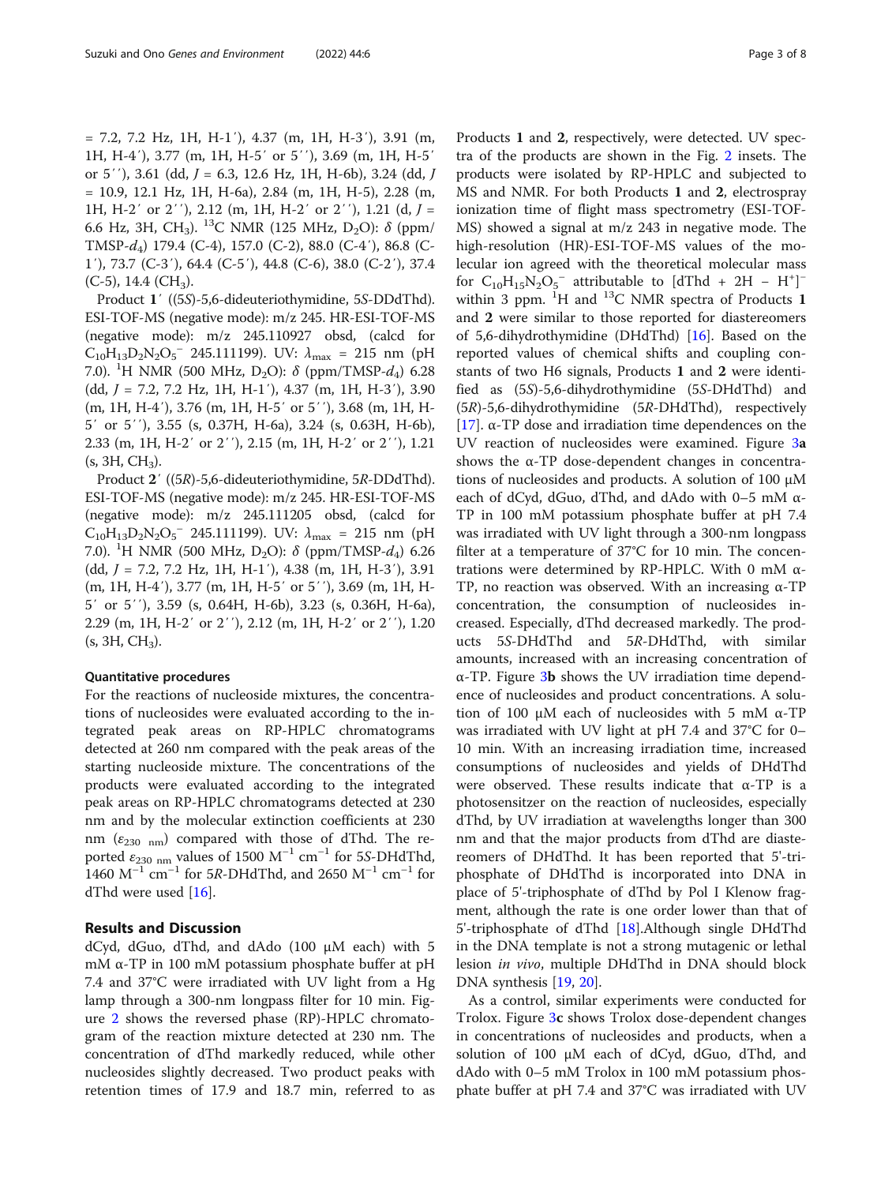= 7.2, 7.2 Hz, 1H, H-1′), 4.37 (m, 1H, H-3′), 3.91 (m, 1H, H-4′), 3.77 (m, 1H, H-5′ or 5′′), 3.69 (m, 1H, H-5′ or 5′′), 3.61 (dd, *J* = 6.3, 12.6 Hz, 1H, H-6b), 3.24 (dd, *J* = 10.9, 12.1 Hz, 1H, H-6a), 2.84 (m, 1H, H-5), 2.28 (m, 1H, H-2′ or 2′′), 2.12 (m, 1H, H-2′ or 2′′), 1.21 (d, *J* = 6.6 Hz, 3H, $CH_3$). $^{13}C$ NMR (125 MHz, $D_2O$): δ (ppm/TMSP-$d_4$) 179.4 (C-4), 157.0 (C-2), 88.0 (C-4′), 86.8 (C-1′), 73.7 (C-3′), 64.4 (C-5′), 44.8 (C-6), 38.0 (C-2′), 37.4 (C-5), 14.4 ($CH_3$).

Product **1**′ ((5*S*)-5,6-dideuteriothymidine, 5*S*-DDdThd). ESI-TOF-MS (negative mode): m/z 245. HR-ESI-TOF-MS (negative mode): m/z 245.110927 obsd, (calcd for $C_{10}H_{13}D_2N_2O_5^-$ 245.111199). UV: $\lambda_{max}$ = 215 nm (pH 7.0). $^1H$ NMR (500 MHz, $D_2O$): δ (ppm/TMSP-$d_4$) 6.28 (dd, *J* = 7.2, 7.2 Hz, 1H, H-1′), 4.37 (m, 1H, H-3′), 3.90 (m, 1H, H-4′), 3.76 (m, 1H, H-5′ or 5′′), 3.68 (m, 1H, H-5′ or 5′′), 3.55 (s, 0.37H, H-6a), 3.24 (s, 0.63H, H-6b), 2.33 (m, 1H, H-2′ or 2′′), 2.15 (m, 1H, H-2′ or 2′′), 1.21 (s, 3H, $CH_3$).

Product **2**′ ((5*R*)-5,6-dideuteriothymidine, 5*R*-DDdThd). ESI-TOF-MS (negative mode): m/z 245. HR-ESI-TOF-MS (negative mode): m/z 245.111205 obsd, (calcd for $C_{10}H_{13}D_2N_2O_5^-$ 245.111199). UV: $\lambda_{max}$ = 215 nm (pH 7.0). $^1H$ NMR (500 MHz, $D_2O$): δ (ppm/TMSP-$d_4$) 6.26 (dd, *J* = 7.2, 7.2 Hz, 1H, H-1′), 4.38 (m, 1H, H-3′), 3.91 (m, 1H, H-4′), 3.77 (m, 1H, H-5′ or 5′′), 3.69 (m, 1H, H-5′ or 5′′), 3.59 (s, 0.64H, H-6b), 3.23 (s, 0.36H, H-6a), 2.29 (m, 1H, H-2′ or 2′′), 2.12 (m, 1H, H-2′ or 2′′), 1.20 (s, 3H, $CH_3$).

### Quantitative procedures

For the reactions of nucleoside mixtures, the concentrations of nucleosides were evaluated according to the integrated peak areas on RP-HPLC chromatograms detected at 260 nm compared with the peak areas of the starting nucleoside mixture. The concentrations of the products were evaluated according to the integrated peak areas on RP-HPLC chromatograms detected at 230 nm and by the molecular extinction coefficients at 230 nm ($\varepsilon_{230\ nm}$) compared with those of dThd. The reported $\varepsilon_{230\ nm}$ values of 1500 $M^{-1}$ $cm^{-1}$ for 5*S*-DHdThd, 1460 $M^{-1}$ $cm^{-1}$ for 5*R*-DHdThd, and 2650 $M^{-1}$ $cm^{-1}$ for dThd were used [16].

## Results and Discussion

dCyd, dGuo, dThd, and dAdo (100 μM each) with 5 mM α-TP in 100 mM potassium phosphate buffer at pH 7.4 and 37°C were irradiated with UV light from a Hg lamp through a 300-nm longpass filter for 10 min. Figure 2 shows the reversed phase (RP)-HPLC chromatogram of the reaction mixture detected at 230 nm. The concentration of dThd markedly reduced, while other nucleosides slightly decreased. Two product peaks with retention times of 17.9 and 18.7 min, referred to as Products **1** and **2**, respectively, were detected. UV spectra of the products are shown in the Fig. 2 insets. The products were isolated by RP-HPLC and subjected to MS and NMR. For both Products **1** and **2**, electrospray ionization time of flight mass spectrometry (ESI-TOF-MS) showed a signal at m/z 243 in negative mode. The high-resolution (HR)-ESI-TOF-MS values of the molecular ion agreed with the theoretical molecular mass for $C_{10}H_{15}N_2O_5^-$ attributable to $[dThd + 2H - H^+]^-$ within 3 ppm. $^1H$ and $^{13}C$ NMR spectra of Products **1** and **2** were similar to those reported for diastereomers of 5,6-dihydrothymidine (DHdThd) [16]. Based on the reported values of chemical shifts and coupling constants of two H6 signals, Products **1** and **2** were identified as (5*S*)-5,6-dihydrothymidine (5*S*-DHdThd) and (5*R*)-5,6-dihydrothymidine (5*R*-DHdThd), respectively [17]. α-TP dose and irradiation time dependences on the UV reaction of nucleosides were examined. Figure 3**a** shows the α-TP dose-dependent changes in concentrations of nucleosides and products. A solution of 100 μM each of dCyd, dGuo, dThd, and dAdo with 0–5 mM α-TP in 100 mM potassium phosphate buffer at pH 7.4 was irradiated with UV light through a 300-nm longpass filter at a temperature of 37°C for 10 min. The concentrations were determined by RP-HPLC. With 0 mM α-TP, no reaction was observed. With an increasing α-TP concentration, the consumption of nucleosides increased. Especially, dThd decreased markedly. The products 5*S*-DHdThd and 5*R*-DHdThd, with similar amounts, increased with an increasing concentration of α-TP. Figure 3**b** shows the UV irradiation time dependence of nucleosides and product concentrations. A solution of 100 μM each of nucleosides with 5 mM α-TP was irradiated with UV light at pH 7.4 and 37°C for 0–10 min. With an increasing irradiation time, increased consumptions of nucleosides and yields of DHdThd were observed. These results indicate that α-TP is a photosensitzer on the reaction of nucleosides, especially dThd, by UV irradiation at wavelengths longer than 300 nm and that the major products from dThd are diastereomers of DHdThd. It has been reported that 5'-triphosphate of DHdThd is incorporated into DNA in place of 5'-triphosphate of dThd by Pol I Klenow fragment, although the rate is one order lower than that of 5'-triphosphate of dThd [18].Although single DHdThd in the DNA template is not a strong mutagenic or lethal lesion *in vivo*, multiple DHdThd in DNA should block DNA synthesis [19, 20].

As a control, similar experiments were conducted for Trolox. Figure 3**c** shows Trolox dose-dependent changes in concentrations of nucleosides and products, when a solution of 100 μM each of dCyd, dGuo, dThd, and dAdo with 0–5 mM Trolox in 100 mM potassium phosphate buffer at pH 7.4 and 37°C was irradiated with UV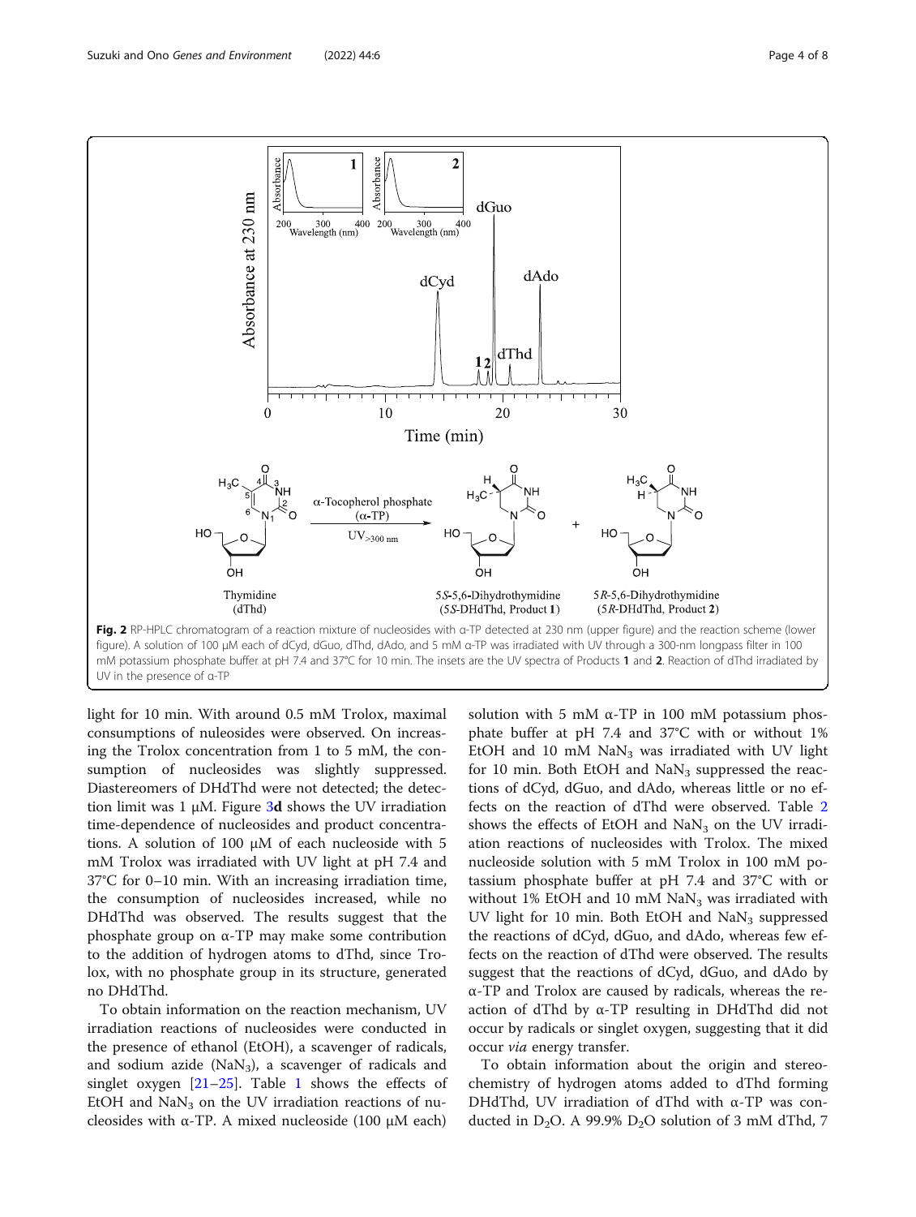**Fig. 2** RP-HPLC chromatogram of a reaction mixture of nucleosides with α-TP detected at 230 nm (upper figure) and the reaction scheme (lower figure). A solution of 100 μM each of dCyd, dGuo, dThd, dAdo, and 5 mM α-TP was irradiated with UV through a 300-nm longpass filter in 100 mM potassium phosphate buffer at pH 7.4 and 37°C for 10 min. The insets are the UV spectra of Products **1** and **2**. Reaction of dThd irradiated by UV in the presence of α-TP

light for 10 min. With around 0.5 mM Trolox, maximal consumptions of nucleosides were observed. On increasing the Trolox concentration from 1 to 5 mM, the consumption of nucleosides was slightly suppressed. Diastereomers of DHdThd were not detected; the detection limit was 1 μM. Figure 3**d** shows the UV irradiation time-dependence of nucleosides and product concentrations. A solution of 100 μM of each nucleoside with 5 mM Trolox was irradiated with UV light at pH 7.4 and 37°C for 0–10 min. With an increasing irradiation time, the consumption of nucleosides increased, while no DHdThd was observed. The results suggest that the phosphate group on α-TP may make some contribution to the addition of hydrogen atoms to dThd, since Trolox, with no phosphate group in its structure, generated no DHdThd.

To obtain information on the reaction mechanism, UV irradiation reactions of nucleosides were conducted in the presence of ethanol (EtOH), a scavenger of radicals, and sodium azide ($NaN_3$), a scavenger of radicals and singlet oxygen [21–25]. Table 1 shows the effects of EtOH and $NaN_3$ on the UV irradiation reactions of nucleosides with α-TP. A mixed nucleoside (100 μM each) solution with 5 mM α-TP in 100 mM potassium phosphate buffer at pH 7.4 and 37°C with or without 1% EtOH and 10 mM $NaN_3$ was irradiated with UV light for 10 min. Both EtOH and $NaN_3$ suppressed the reactions of dCyd, dGuo, and dAdo, whereas little or no effects on the reaction of dThd were observed. Table 2 shows the effects of EtOH and $NaN_3$ on the UV irradiation reactions of nucleosides with Trolox. The mixed nucleoside solution with 5 mM Trolox in 100 mM potassium phosphate buffer at pH 7.4 and 37°C with or without 1% EtOH and 10 mM $NaN_3$ was irradiated with UV light for 10 min. Both EtOH and $NaN_3$ suppressed the reactions of dCyd, dGuo, and dAdo, whereas few effects on the reaction of dThd were observed. The results suggest that the reactions of dCyd, dGuo, and dAdo by α-TP and Trolox are caused by radicals, whereas the reaction of dThd by α-TP resulting in DHdThd did not occur by radicals or singlet oxygen, suggesting that it did occur *via* energy transfer.

To obtain information about the origin and stereochemistry of hydrogen atoms added to dThd forming DHdThd, UV irradiation of dThd with α-TP was conducted in $D_2O$. A 99.9% $D_2O$ solution of 3 mM dThd, 7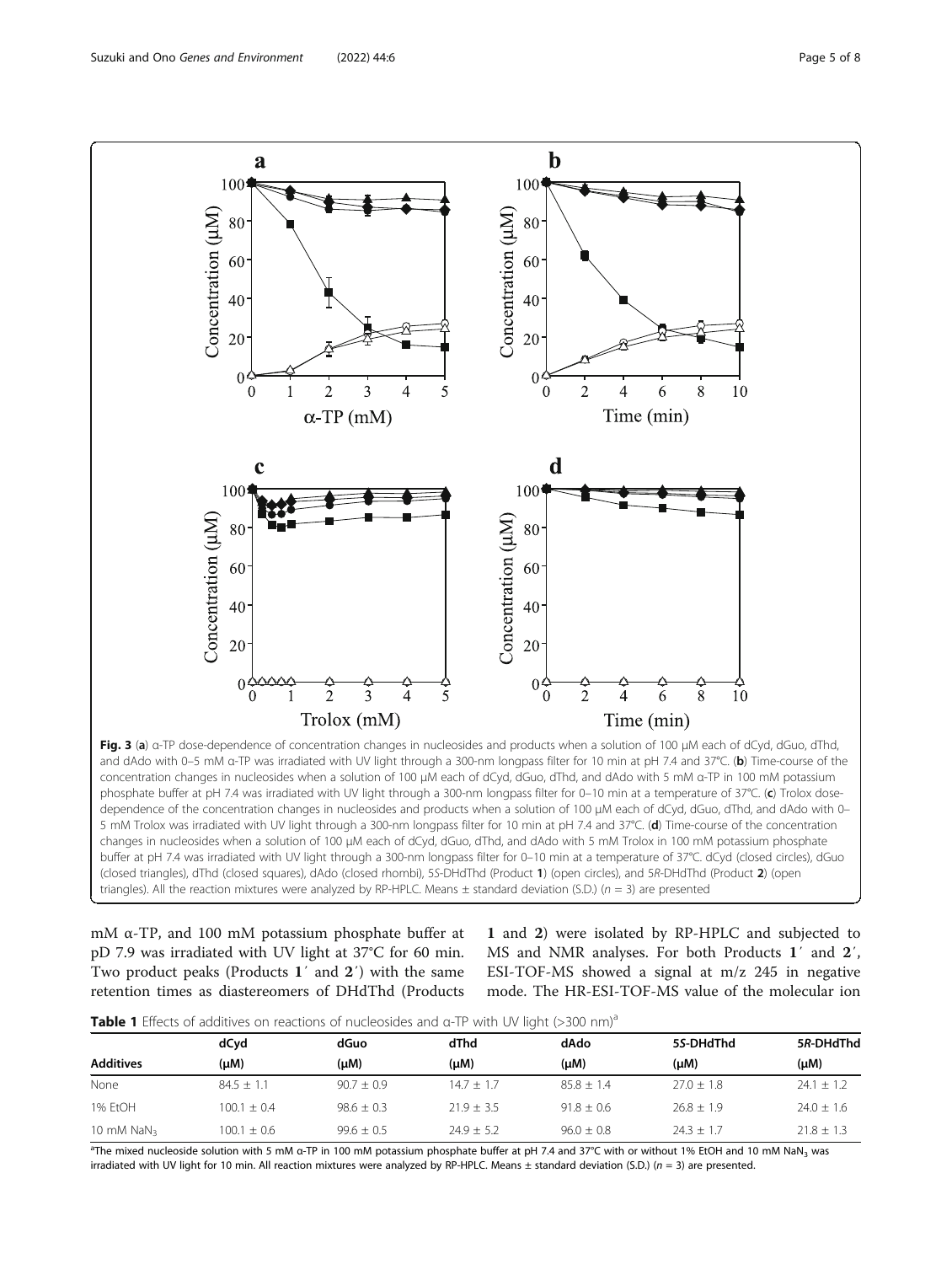**Fig. 3** (**a**) α-TP dose-dependence of concentration changes in nucleosides and products when a solution of 100 μM each of dCyd, dGuo, dThd, and dAdo with 0–5 mM α-TP was irradiated with UV light through a 300-nm longpass filter for 10 min at pH 7.4 and 37°C. (**b**) Time-course of the concentration changes in nucleosides when a solution of 100 μM each of dCyd, dGuo, dThd, and dAdo with 5 mM α-TP in 100 mM potassium phosphate buffer at pH 7.4 was irradiated with UV light through a 300-nm longpass filter for 0–10 min at a temperature of 37°C. (**c**) Trolox dose-dependence of the concentration changes in nucleosides and products when a solution of 100 μM each of dCyd, dGuo, dThd, and dAdo with 0–5 mM Trolox was irradiated with UV light through a 300-nm longpass filter for 10 min at pH 7.4 and 37°C. (**d**) Time-course of the concentration changes in nucleosides when a solution of 100 μM each of dCyd, dGuo, dThd, and dAdo with 5 mM Trolox in 100 mM potassium phosphate buffer at pH 7.4 was irradiated with UV light through a 300-nm longpass filter for 0–10 min at a temperature of 37°C. dCyd (closed circles), dGuo (closed triangles), dThd (closed squares), dAdo (closed rhombi), 5*S*-DHdThd (Product **1**) (open circles), and 5*R*-DHdThd (Product **2**) (open triangles). All the reaction mixtures were analyzed by RP-HPLC. Means ± standard deviation (S.D.) ($n$ = 3) are presented

mM α-TP, and 100 mM potassium phosphate buffer at pD 7.9 was irradiated with UV light at 37°C for 60 min. Two product peaks (Products **1**′ and **2**′) with the same retention times as diastereomers of DHdThd (Products **1** and **2**) were isolated by RP-HPLC and subjected to MS and NMR analyses. For both Products **1**′ and **2**′, ESI-TOF-MS showed a signal at m/z 245 in negative mode. The HR-ESI-TOF-MS value of the molecular ion

**Table 1** Effects of additives on reactions of nucleosides and α-TP with UV light (>300 nm)[a]

| Additives | dCyd (μM) | dGuo (μM) | dThd (μM) | dAdo (μM) | 5*S*-DHdThd (μM) | 5*R*-DHdThd (μM) |
|---|---|---|---|---|---|---|
| None | 84.5 ± 1.1 | 90.7 ± 0.9 | 14.7 ± 1.7 | 85.8 ± 1.4 | 27.0 ± 1.8 | 24.1 ± 1.2 |
| 1% EtOH | 100.1 ± 0.4 | 98.6 ± 0.3 | 21.9 ± 3.5 | 91.8 ± 0.6 | 26.8 ± 1.9 | 24.0 ± 1.6 |
| 10 mM $NaN_3$ | 100.1 ± 0.6 | 99.6 ± 0.5 | 24.9 ± 5.2 | 96.0 ± 0.8 | 24.3 ± 1.7 | 21.8 ± 1.3 |

[a]The mixed nucleoside solution with 5 mM α-TP in 100 mM potassium phosphate buffer at pH 7.4 and 37°C with or without 1% EtOH and 10 mM $NaN_3$ was irradiated with UV light for 10 min. All reaction mixtures were analyzed by RP-HPLC. Means ± standard deviation (S.D.) ($n$ = 3) are presented.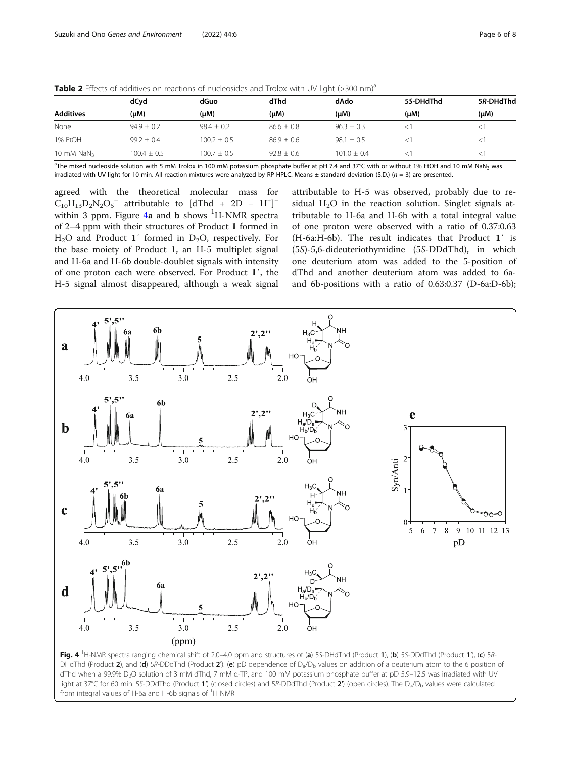**Table 2** Effects of additives on reactions of nucleosides and Trolox with UV light (>300 nm)[a]

| Additives | dCyd (μM) | dGuo (μM) | dThd (μM) | dAdo (μM) | 5S-DHdThd (μM) | 5R-DHdThd (μM) |
|---|---|---|---|---|---|---|
| None | 94.9 ± 0.2 | 98.4 ± 0.2 | 86.6 ± 0.8 | 96.3 ± 0.3 | <1 | <1 |
| 1% EtOH | 99.2 ± 0.4 | 100.2 ± 0.5 | 86.9 ± 0.6 | 98.1 ± 0.5 | <1 | <1 |
| 10 mM $NaN_3$ | 100.4 ± 0.5 | 100.7 ± 0.5 | 92.8 ± 0.6 | 101.0 ± 0.4 | <1 | <1 |

[a]The mixed nucleoside solution with 5 mM Trolox in 100 mM potassium phosphate buffer at pH 7.4 and 37°C with or without 1% EtOH and 10 mM $NaN_3$ was irradiated with UV light for 10 min. All reaction mixtures were analyzed by RP-HPLC. Means ± standard deviation (S.D.) ($n = 3$) are presented.

agreed with the theoretical molecular mass for $C_{10}H_{13}D_2N_2O_5^-$ attributable to $[dThd + 2D - H^+]^-$ within 3 ppm. Figure 4a and b shows $^1$H-NMR spectra of 2–4 ppm with their structures of Product **1** formed in $H_2O$ and Product **1**′ formed in $D_2O$, respectively. For the base moiety of Product **1**, an H-5 multiplet signal and H-6a and H-6b double-doublet signals with intensity of one proton each were observed. For Product **1**′, the H-5 signal almost disappeared, although a weak signal attributable to H-5 was observed, probably due to residual $H_2O$ in the reaction solution. Singlet signals attributable to H-6a and H-6b with a total integral value of one proton were observed with a ratio of 0.37:0.63 (H-6a:H-6b). The result indicates that Product **1**′ is (5*S*)-5,6-dideuteriothymidine (5*S*-DDdThd), in which one deuterium atom was added to the 5-position of dThd and another deuterium atom was added to 6a- and 6b-positions with a ratio of 0.63:0.37 (D-6a:D-6b);

**Fig. 4** $^1$H-NMR spectra ranging chemical shift of 2.0–4.0 ppm and structures of (**a**) 5*S*-DHdThd (Product **1**), (**b**) 5*S*-DDdThd (Product **1′**), (**c**) 5*R*-DHdThd (Product **2**), and (**d**) 5*R*-DDdThd (Product **2′**). (**e**) pD dependence of $D_a/D_b$ values on addition of a deuterium atom to the 6 position of dThd when a 99.9% $D_2O$ solution of 3 mM dThd, 7 mM α-TP, and 100 mM potassium phosphate buffer at pD 5.9–12.5 was irradiated with UV light at 37°C for 60 min. 5*S*-DDdThd (Product **1′**) (closed circles) and 5*R*-DDdThd (Product **2′**) (open circles). The $D_a/D_b$ values were calculated from integral values of H-6a and H-6b signals of $^1$H NMR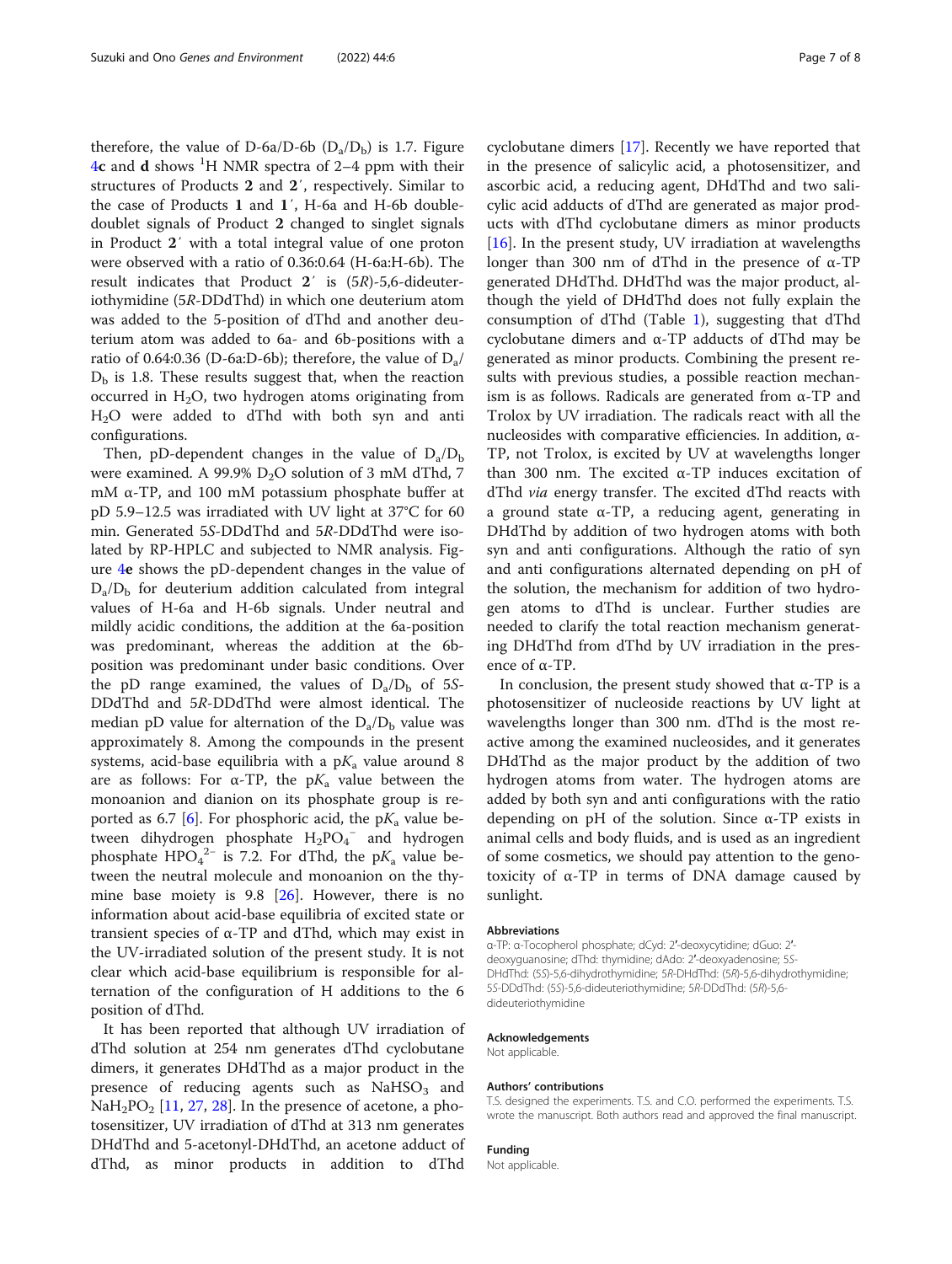therefore, the value of D-6a/D-6b ($D_a/D_b$) is 1.7. Figure 4c and **d** shows $^1$H NMR spectra of 2–4 ppm with their structures of Products **2** and **2′**, respectively. Similar to the case of Products **1** and **1′**, H-6a and H-6b double-doublet signals of Product **2** changed to singlet signals in Product **2′** with a total integral value of one proton were observed with a ratio of 0.36:0.64 (H-6a:H-6b). The result indicates that Product **2′** is (5*R*)-5,6-dideuteriothymidine (5*R*-DDdThd) in which one deuterium atom was added to the 5-position of dThd and another deuterium atom was added to 6a- and 6b-positions with a ratio of 0.64:0.36 (D-6a:D-6b); therefore, the value of $D_a/D_b$ is 1.8. These results suggest that, when the reaction occurred in $H_2O$, two hydrogen atoms originating from $H_2O$ were added to dThd with both syn and anti configurations.

Then, pD-dependent changes in the value of $D_a/D_b$ were examined. A 99.9% $D_2O$ solution of 3 mM dThd, 7 mM α-TP, and 100 mM potassium phosphate buffer at pD 5.9–12.5 was irradiated with UV light at 37°C for 60 min. Generated 5*S*-DDdThd and 5*R*-DDdThd were isolated by RP-HPLC and subjected to NMR analysis. Figure 4**e** shows the pD-dependent changes in the value of $D_a/D_b$ for deuterium addition calculated from integral values of H-6a and H-6b signals. Under neutral and mildly acidic conditions, the addition at the 6a-position was predominant, whereas the addition at the 6b-position was predominant under basic conditions. Over the pD range examined, the values of $D_a/D_b$ of 5*S*-DDdThd and 5*R*-DDdThd were almost identical. The median pD value for alternation of the $D_a/D_b$ value was approximately 8. Among the compounds in the present systems, acid-base equilibria with a p$K_a$ value around 8 are as follows: For α-TP, the p$K_a$ value between the monoanion and dianion on its phosphate group is reported as 6.7 [6]. For phosphoric acid, the p$K_a$ value between dihydrogen phosphate $H_2PO_4^-$ and hydrogen phosphate $HPO_4^{2-}$ is 7.2. For dThd, the p$K_a$ value between the neutral molecule and monoanion on the thymine base moiety is 9.8 [26]. However, there is no information about acid-base equilibria of excited state or transient species of α-TP and dThd, which may exist in the UV-irradiated solution of the present study. It is not clear which acid-base equilibrium is responsible for alternation of the configuration of H additions to the 6 position of dThd.

It has been reported that although UV irradiation of dThd solution at 254 nm generates dThd cyclobutane dimers, it generates DHdThd as a major product in the presence of reducing agents such as $NaHSO_3$ and $NaH_2PO_2$ [11, 27, 28]. In the presence of acetone, a photosensitizer, UV irradiation of dThd at 313 nm generates DHdThd and 5-acetonyl-DHdThd, an acetone adduct of dThd, as minor products in addition to dThd cyclobutane dimers [17]. Recently we have reported that in the presence of salicylic acid, a photosensitizer, and ascorbic acid, a reducing agent, DHdThd and two salicylic acid adducts of dThd are generated as major products with dThd cyclobutane dimers as minor products [16]. In the present study, UV irradiation at wavelengths longer than 300 nm of dThd in the presence of α-TP generated DHdThd. DHdThd was the major product, although the yield of DHdThd does not fully explain the consumption of dThd (Table 1), suggesting that dThd cyclobutane dimers and α-TP adducts of dThd may be generated as minor products. Combining the present results with previous studies, a possible reaction mechanism is as follows. Radicals are generated from α-TP and Trolox by UV irradiation. The radicals react with all the nucleosides with comparative efficiencies. In addition, α-TP, not Trolox, is excited by UV at wavelengths longer than 300 nm. The excited α-TP induces excitation of dThd *via* energy transfer. The excited dThd reacts with a ground state α-TP, a reducing agent, generating in DHdThd by addition of two hydrogen atoms with both syn and anti configurations. Although the ratio of syn and anti configurations alternated depending on pH of the solution, the mechanism for addition of two hydrogen atoms to dThd is unclear. Further studies are needed to clarify the total reaction mechanism generating DHdThd from dThd by UV irradiation in the presence of α-TP.

In conclusion, the present study showed that α-TP is a photosensitizer of nucleoside reactions by UV light at wavelengths longer than 300 nm. dThd is the most reactive among the examined nucleosides, and it generates DHdThd as the major product by the addition of two hydrogen atoms from water. The hydrogen atoms are added by both syn and anti configurations with the ratio depending on pH of the solution. Since α-TP exists in animal cells and body fluids, and is used as an ingredient of some cosmetics, we should pay attention to the genotoxicity of α-TP in terms of DNA damage caused by sunlight.

#### Abbreviations

α-TP: α-Tocopherol phosphate; dCyd: 2′-deoxycytidine; dGuo: 2′-deoxyguanosine; dThd: thymidine; dAdo: 2′-deoxyadenosine; 5*S*-DHdThd: (5*S*)-5,6-dihydrothymidine; 5*R*-DHdThd: (5*R*)-5,6-dihydrothymidine; 5*S*-DDdThd: (5*S*)-5,6-dideuteriothymidine; 5*R*-DDdThd: (5*R*)-5,6-dideuteriothymidine

#### Acknowledgements

Not applicable.

#### Authors' contributions

T.S. designed the experiments. T.S. and C.O. performed the experiments. T.S. wrote the manuscript. Both authors read and approved the final manuscript.

#### Funding

Not applicable.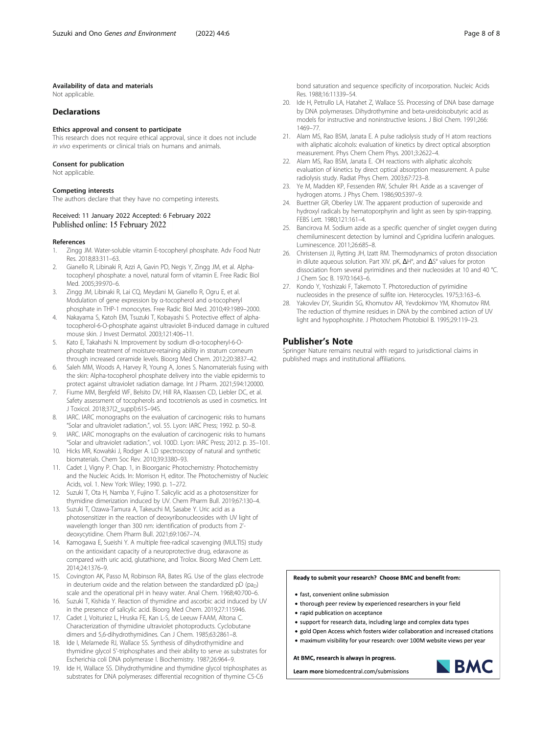#### Availability of data and materials
Not applicable.

### Declarations

#### Ethics approval and consent to participate
This research does not require ethical approval, since it does not include *in vivo* experiments or clinical trials on humans and animals.

#### Consent for publication
Not applicable.

#### Competing interests
The authors declare that they have no competing interests.

Received: 11 January 2022 Accepted: 6 February 2022
Published online: 15 February 2022

#### References

1. Zingg JM. Water-soluble vitamin E-tocopheryl phosphate. Adv Food Nutr Res. 2018;83:311–63.
2. Gianello R, Libinaki R, Azzi A, Gavin PD, Negis Y, Zingg JM, et al. Alpha-tocopheryl phosphate: a novel, natural form of vitamin E. Free Radic Biol Med. 2005;39:970–6.
3. Zingg JM, Libinaki R, Lai CQ, Meydani M, Gianello R, Ogru E, et al. Modulation of gene expression by α-tocopherol and α-tocopheryl phosphate in THP-1 monocytes. Free Radic Biol Med. 2010;49:1989–2000.
4. Nakayama S, Katoh EM, Tsuzuki T, Kobayashi S. Protective effect of alpha-tocopherol-6-O-phosphate against ultraviolet B-induced damage in cultured mouse skin. J Invest Dermatol. 2003;121:406–11.
5. Kato E, Takahashi N. Improvement by sodium dl-α-tocopheryl-6-O-phosphate treatment of moisture-retaining ability in stratum corneum through increased ceramide levels. Bioorg Med Chem. 2012;20:3837–42.
6. Saleh MM, Woods A, Harvey R, Young A, Jones S. Nanomaterials fusing with the skin: Alpha-tocopherol phosphate delivery into the viable epidermis to protect against ultraviolet radiation damage. Int J Pharm. 2021;594:120000.
7. Fiume MM, Bergfeld WF, Belsito DV, Hill RA, Klaassen CD, Liebler DC, et al. Safety assessment of tocopherols and tocotrienols as used in cosmetics. Int J Toxicol. 2018;37(2_suppl):61S–94S.
8. IARC. IARC monographs on the evaluation of carcinogenic risks to humans "Solar and ultraviolet radiation.", vol. 55. Lyon: IARC Press; 1992. p. 50–8.
9. IARC. IARC monographs on the evaluation of carcinogenic risks to humans "Solar and ultraviolet radiation.", vol. 100D. Lyon: IARC Press; 2012. p. 35–101.
10. Hicks MR, Kowalski J, Rodger A. LD spectroscopy of natural and synthetic biomaterials. Chem Soc Rev. 2010;39:3380–93.
11. Cadet J, Vigny P. Chap. 1, in Bioorganic Photochemistry: Photochemistry and the Nucleic Acids. In: Morrison H, editor. The Photochemistry of Nucleic Acids, vol. 1. New York: Wiley; 1990. p. 1–272.
12. Suzuki T, Ota H, Namba Y, Fujino T. Salicylic acid as a photosensitizer for thymidine dimerization induced by UV. Chem Pharm Bull. 2019;67:130–4.
13. Suzuki T, Ozawa-Tamura A, Takeuchi M, Sasabe Y. Uric acid as a photosensitizer in the reaction of deoxyribonucleosides with UV light of wavelength longer than 300 nm: identification of products from 2'-deoxycytidine. Chem Pharm Bull. 2021;69:1067–74.
14. Kamogawa E, Sueishi Y. A multiple free-radical scavenging (MULTIS) study on the antioxidant capacity of a neuroprotective drug, edaravone as compared with uric acid, glutathione, and Trolox. Bioorg Med Chem Lett. 2014;24:1376–9.
15. Covington AK, Passo M, Robinson RA, Bates RG. Use of the glass electrode in deuterium oxide and the relation between the standardized pD ($pa_D$) scale and the operational pH in heavy water. Anal Chem. 1968;40:700–6.
16. Suzuki T, Kishida Y. Reaction of thymidine and ascorbic acid induced by UV in the presence of salicylic acid. Bioorg Med Chem. 2019;27:115946.
17. Cadet J, Voituriez L, Hruska FE, Kan L-S, de Leeuw FAAM, Altona C. Characterization of thymidine ultraviolet photoproducts. Cyclobutane dimers and 5,6-dihydrothymidines. Can J Chem. 1985;63:2861–8.
18. Ide I, Melamede RJ, Wallace SS. Synthesis of dihydrothymidine and thymidine glycol 5'-triphosphates and their ability to serve as substrates for Escherichia coli DNA polymerase I. Biochemistry. 1987;26:964–9.
19. Ide H, Wallace SS. Dihydrothymidine and thymidine glycol triphosphates as substrates for DNA polymerases: differential recognition of thymine C5-C6 bond saturation and sequence specificity of incorporation. Nucleic Acids Res. 1988;16:11339–54.
20. Ide H, Petrullo LA, Hatahet Z, Wallace SS. Processing of DNA base damage by DNA polymerases. Dihydrothymine and beta-ureidoisobutyric acid as models for instructive and noninstructive lesions. J Biol Chem. 1991;266:1469–77.
21. Alam MS, Rao BSM, Janata E. A pulse radiolysis study of H atom reactions with aliphatic alcohols: evaluation of kinetics by direct optical absorption measurement. Phys Chem Chem Phys. 2001;3:2622–4.
22. Alam MS, Rao BSM, Janata E. ·OH reactions with aliphatic alcohols: evaluation of kinetics by direct optical absorption measurement. A pulse radiolysis study. Radiat Phys Chem. 2003;67:723–8.
23. Ye M, Madden KP, Fessenden RW, Schuler RH. Azide as a scavenger of hydrogen atoms. J Phys Chem. 1986;90:5397–9.
24. Buettner GR, Oberley LW. The apparent production of superoxide and hydroxyl radicals by hematoporphyrin and light as seen by spin-trapping. FEBS Lett. 1980;121:161–4.
25. Bancirova M. Sodium azide as a specific quencher of singlet oxygen during chemiluminescent detection by luminol and Cypridina luciferin analogues. Luminescence. 2011;26:685–8.
26. Christensen JJ, Rytting JH, Izatt RM. Thermodynamics of proton dissociation in dilute aqueous solution. Part XIV. pK, ΔH°, and ΔS° values for proton dissociation from several pyrimidines and their nucleosides at 10 and 40 °C. J Chem Soc B. 1970:1643–6.
27. Kondo Y, Yoshizaki F, Takemoto T. Photoreduction of pyrimidine nucleosides in the presence of sulfite ion. Heterocycles. 1975;3:163–6.
28. Yakovlev DY, Skuridin SG, Khomutov AR, Yevdokimov YM, Khomutov RM. The reduction of thymine residues in DNA by the combined action of UV light and hypophosphite. J Photochem Photobiol B. 1995;29:119–23.

### Publisher's Note
Springer Nature remains neutral with regard to jurisdictional claims in published maps and institutional affiliations.

**Ready to submit your research? Choose BMC and benefit from:**

- fast, convenient online submission
- thorough peer review by experienced researchers in your field
- rapid publication on acceptance
- support for research data, including large and complex data types
- gold Open Access which fosters wider collaboration and increased citations
- maximum visibility for your research: over 100M website views per year

**At BMC, research is always in progress.**

**Learn more** biomedcentral.com/submissions

BMC